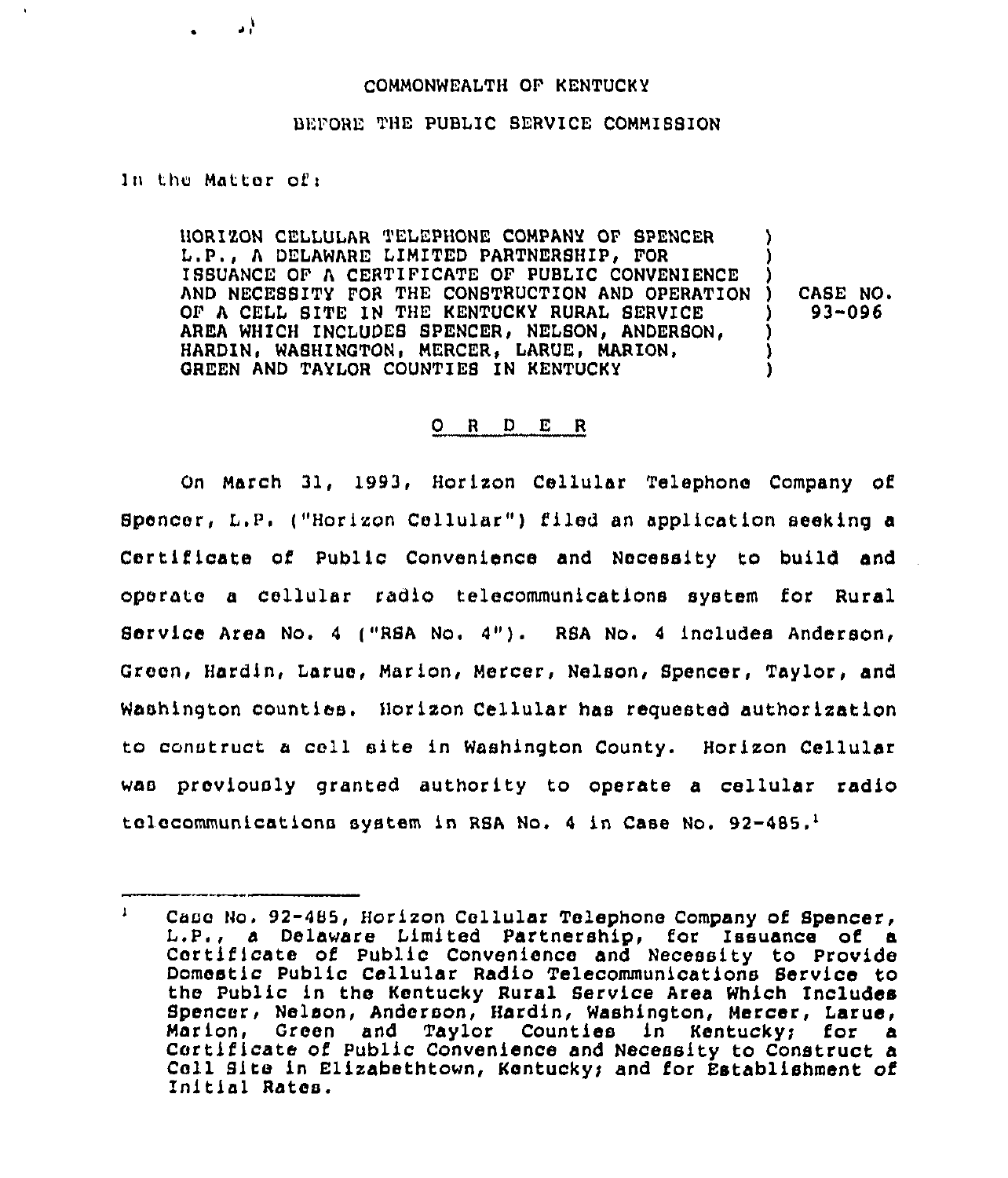COMMONWEALTH OF KENTUCKY

BEFORE THE PUBLIC SERVICE COMMISSION

In the Matter of:

| | |
|---|---|
| HORIZON CELLULAR TELEPHONE COMPANY OF SPENCER L.P., A DELAWARE LIMITED PARTNERSHIP, FOR ISSUANCE OF A CERTIFICATE OF PUBLIC CONVENIENCE AND NECESSITY FOR THE CONSTRUCTION AND OPERATION OF A CELL SITE IN THE KENTUCKY RURAL SERVICE AREA WHICH INCLUDES SPENCER, NELSON, ANDERSON, HARDIN, WASHINGTON, MERCER, LARUE, MARION, GREEN AND TAYLOR COUNTIES IN KENTUCKY | CASE NO. 93-096 |

## O R D E R

On March 31, 1993, Horizon Cellular Telephone Company of Spencer, L.P. ("Horizon Cellular") filed an application seeking a Certificate of Public Convenience and Necessity to build and operate a cellular radio telecommunications system for Rural Service Area No. 4 ("RSA No. 4"). RSA No. 4 includes Anderson, Green, Hardin, Larue, Marion, Mercer, Nelson, Spencer, Taylor, and Washington counties. Horizon Cellular has requested authorization to construct a cell site in Washington County. Horizon Cellular was previously granted authority to operate a cellular radio telecommunications system in RSA No. 4 in Case No. 92-485.[1]

---

[1] Case No. 92-485, Horizon Cellular Telephone Company of Spencer, L.P., a Delaware Limited Partnership, for Issuance of a Certificate of Public Convenience and Necessity to Provide Domestic Public Cellular Radio Telecommunications Service to the Public in the Kentucky Rural Service Area Which Includes Spencer, Nelson, Anderson, Hardin, Washington, Mercer, Larue, Marion, Green and Taylor Counties in Kentucky; for a Certificate of Public Convenience and Necessity to Construct a Cell Site in Elizabethtown, Kentucky; and for Establishment of Initial Rates.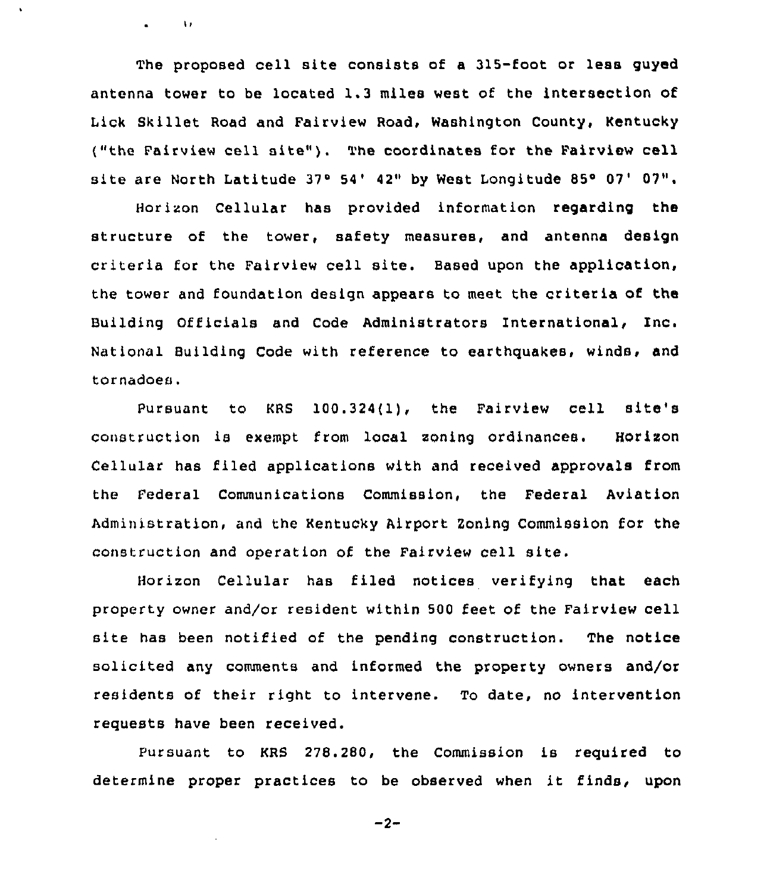The proposed cell site consists of a 315-foot or less guyed antenna tower to be located 1.3 miles west of the intersection of Lick Skillet Road and Fairview Road, Washington County, Kentucky ("the Fairview cell site"). The coordinates for the Fairview cell site are North Latitude 37° 54' 42" by West Longitude 85° 07' 07".

Horizon Cellular has provided information regarding the structure of the tower, safety measures, and antenna design criteria for the Fairview cell site. Based upon the application, the tower and foundation design appears to meet the criteria of the Building Officials and Code Administrators International, Inc. National Building Code with reference to earthquakes, winds, and tornadoes.

Pursuant to KRS 100.324(1), the Fairview cell site's construction is exempt from local zoning ordinances. Horizon Cellular has filed applications with and received approvals from the Federal Communications Commission, the Federal Aviation Administration, and the Kentucky Airport Zoning Commission for the construction and operation of the Fairview cell site.

Horizon Cellular has filed notices verifying that each property owner and/or resident within 500 feet of the Fairview cell site has been notified of the pending construction. The notice solicited any comments and informed the property owners and/or residents of their right to intervene. To date, no intervention requests have been received.

Pursuant to KRS 278.280, the Commission is required to determine proper practices to be observed when it finds, upon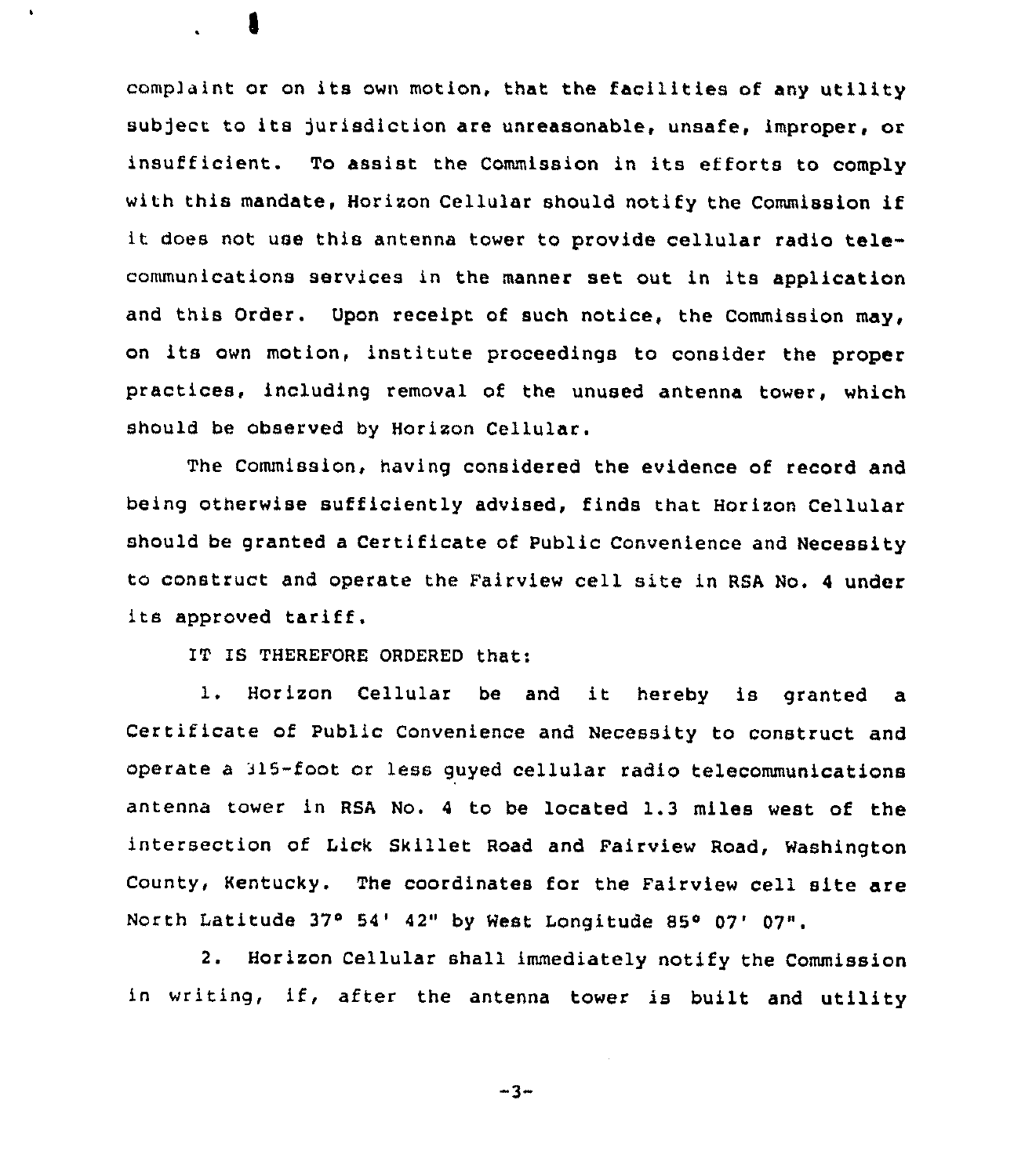complaint or on its own motion, that the facilities of any utility subject to its jurisdiction are unreasonable, unsafe, improper, or insufficient. To assist the Commission in its efforts to comply with this mandate, Horizon Cellular should notify the Commission if it does not use this antenna tower to provide cellular radio telecommunications services in the manner set out in its application and this Order. Upon receipt of such notice, the Commission may, on its own motion, institute proceedings to consider the proper practices, including removal of the unused antenna tower, which should be observed by Horizon Cellular.

The Commission, having considered the evidence of record and being otherwise sufficiently advised, finds that Horizon Cellular should be granted a Certificate of Public Convenience and Necessity to construct and operate the Fairview cell site in RSA No. 4 under its approved tariff.

IT IS THEREFORE ORDERED that:

1. Horizon Cellular be and it hereby is granted a Certificate of Public Convenience and Necessity to construct and operate a 315-foot or less guyed cellular radio telecommunications antenna tower in RSA No. 4 to be located 1.3 miles west of the intersection of Lick Skillet Road and Fairview Road, Washington County, Kentucky. The coordinates for the Fairview cell site are North Latitude 37° 54' 42" by West Longitude 85° 07' 07".

2. Horizon Cellular shall immediately notify the Commission in writing, if, after the antenna tower is built and utility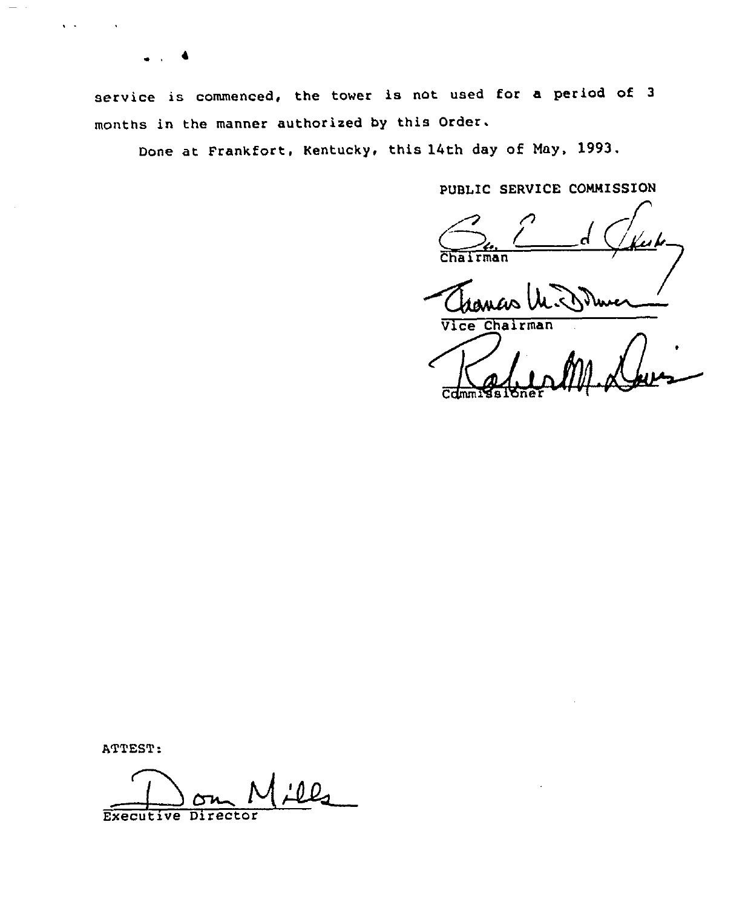service is commenced, the tower is not used for a period of 3 months in the manner authorized by this Order.

Done at Frankfort, Kentucky, this 14th day of May, 1993.

PUBLIC SERVICE COMMISSION

Chairman

Vice Chairman

Commissioner

ATTEST:

Executive Director